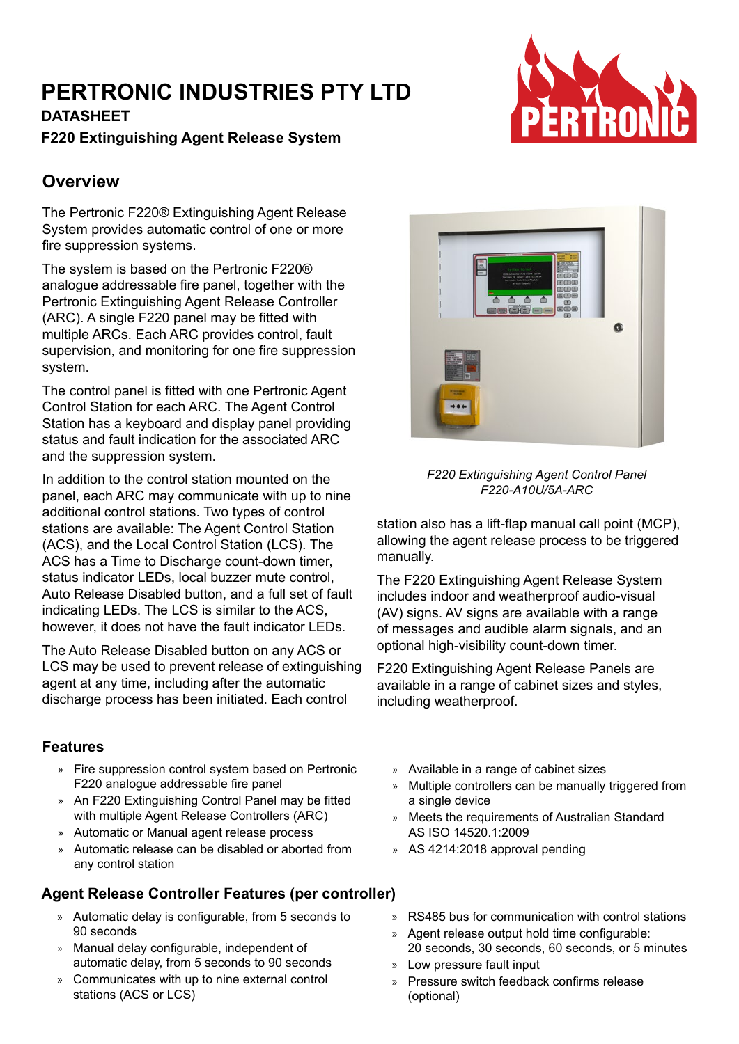# PERTRONIC INDUSTRIES PTY LTD

**DATASHEET**

**F220 Extinguishing Agent Release System**

## Overview

The Pertronic F220® Extinguishing Agent Release System provides automatic control of one or more fire suppression systems.

The system is based on the Pertronic F220® analogue addressable fire panel, together with the Pertronic Extinguishing Agent Release Controller (ARC). A single F220 panel may be fitted with multiple ARCs. Each ARC provides control, fault supervision, and monitoring for one fire suppression system.

The control panel is fitted with one Pertronic Agent Control Station for each ARC. The Agent Control Station has a keyboard and display panel providing status and fault indication for the associated ARC and the suppression system.

In addition to the control station mounted on the panel, each ARC may communicate with up to nine additional control stations. Two types of control stations are available: The Agent Control Station (ACS), and the Local Control Station (LCS). The ACS has a Time to Discharge count-down timer, status indicator LEDs, local buzzer mute control, Auto Release Disabled button, and a full set of fault indicating LEDs. The LCS is similar to the ACS, however, it does not have the fault indicator LEDs.

The Auto Release Disabled button on any ACS or LCS may be used to prevent release of extinguishing agent at any time, including after the automatic discharge process has been initiated. Each control station also has a lift-flap manual call point (MCP), allowing the agent release process to be triggered manually.

*F220 Extinguishing Agent Control Panel F220-A10U/5A-ARC*

The F220 Extinguishing Agent Release System includes indoor and weatherproof audio-visual (AV) signs. AV signs are available with a range of messages and audible alarm signals, and an optional high-visibility count-down timer.

F220 Extinguishing Agent Release Panels are available in a range of cabinet sizes and styles, including weatherproof.

### Features

- Fire suppression control system based on Pertronic F220 analogue addressable fire panel
- An F220 Extinguishing Control Panel may be fitted with multiple Agent Release Controllers (ARC)
- Automatic or Manual agent release process
- Automatic release can be disabled or aborted from any control station
- Available in a range of cabinet sizes
- Multiple controllers can be manually triggered from a single device
- Meets the requirements of Australian Standard AS ISO 14520.1:2009
- AS 4214:2018 approval pending

### Agent Release Controller Features (per controller)

- Automatic delay is configurable, from 5 seconds to 90 seconds
- Manual delay configurable, independent of automatic delay, from 5 seconds to 90 seconds
- Communicates with up to nine external control stations (ACS or LCS)
- RS485 bus for communication with control stations
- Agent release output hold time configurable: 20 seconds, 30 seconds, 60 seconds, or 5 minutes
- Low pressure fault input
- Pressure switch feedback confirms release (optional)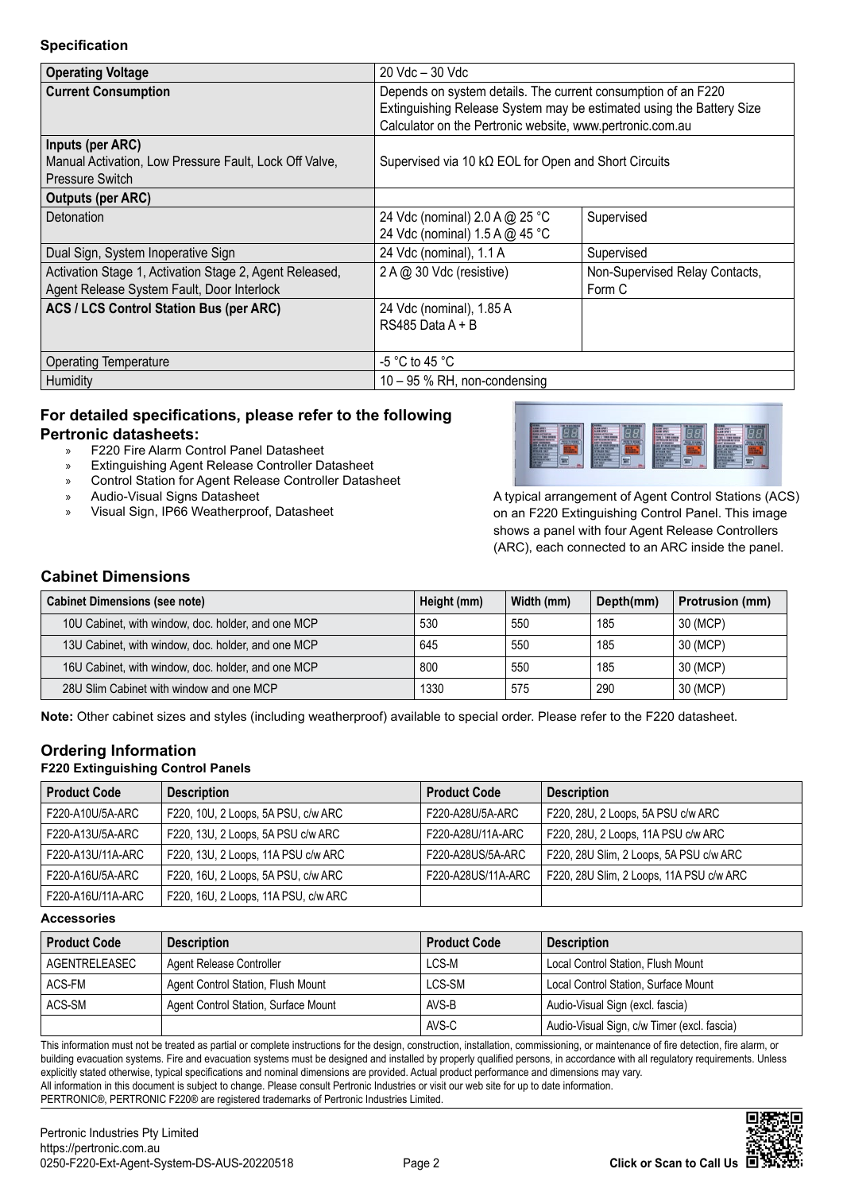### Specification

| | | |
|---|---|---|
| **Operating Voltage** | 20 Vdc – 30 Vdc | |
| **Current Consumption** | Depends on system details. The current consumption of an F220 Extinguishing Release System may be estimated using the Battery Size Calculator on the Pertronic website, www.pertronic.com.au | |
| **Inputs (per ARC)** Manual Activation, Low Pressure Fault, Lock Off Valve, Pressure Switch | Supervised via 10 kΩ EOL for Open and Short Circuits | |
| **Outputs (per ARC)** | | |
| Detonation | 24 Vdc (nominal) 2.0 A @ 25 °C 24 Vdc (nominal) 1.5 A @ 45 °C | Supervised |
| Dual Sign, System Inoperative Sign | 24 Vdc (nominal), 1.1 A | Supervised |
| Activation Stage 1, Activation Stage 2, Agent Released, Agent Release System Fault, Door Interlock | 2 A @ 30 Vdc (resistive) | Non-Supervised Relay Contacts, Form C |
| **ACS / LCS Control Station Bus (per ARC)** | 24 Vdc (nominal), 1.85 A RS485 Data A + B | |
| Operating Temperature | -5 °C to 45 °C | |
| Humidity | 10 – 95 % RH, non-condensing | |

### For detailed specifications, please refer to the following Pertronic datasheets:

- F220 Fire Alarm Control Panel Datasheet
- Extinguishing Agent Release Controller Datasheet
- Control Station for Agent Release Controller Datasheet
- Audio-Visual Signs Datasheet
- Visual Sign, IP66 Weatherproof, Datasheet

A typical arrangement of Agent Control Stations (ACS) on an F220 Extinguishing Control Panel. This image shows a panel with four Agent Release Controllers (ARC), each connected to an ARC inside the panel.

## Cabinet Dimensions

| Cabinet Dimensions (see note) | Height (mm) | Width (mm) | Depth(mm) | Protrusion (mm) |
|---|---|---|---|---|
| 10U Cabinet, with window, doc. holder, and one MCP | 530 | 550 | 185 | 30 (MCP) |
| 13U Cabinet, with window, doc. holder, and one MCP | 645 | 550 | 185 | 30 (MCP) |
| 16U Cabinet, with window, doc. holder, and one MCP | 800 | 550 | 185 | 30 (MCP) |
| 28U Slim Cabinet with window and one MCP | 1330 | 575 | 290 | 30 (MCP) |

**Note:** Other cabinet sizes and styles (including weatherproof) available to special order. Please refer to the F220 datasheet.

## Ordering Information

#### F220 Extinguishing Control Panels

| Product Code | Description | Product Code | Description |
|---|---|---|---|
| F220-A10U/5A-ARC | F220, 10U, 2 Loops, 5A PSU, c/w ARC | F220-A28U/5A-ARC | F220, 28U, 2 Loops, 5A PSU c/w ARC |
| F220-A13U/5A-ARC | F220, 13U, 2 Loops, 5A PSU, c/w ARC | F220-A28U/11A-ARC | F220, 28U, 2 Loops, 11A PSU c/w ARC |
| F220-A13U/11A-ARC | F220, 13U, 2 Loops, 11A PSU c/w ARC | F220-A28US/5A-ARC | F220, 28U Slim, 2 Loops, 5A PSU c/w ARC |
| F220-A16U/5A-ARC | F220, 16U, 2 Loops, 5A PSU, c/w ARC | F220-A28US/11A-ARC | F220, 28U Slim, 2 Loops, 11A PSU c/w ARC |
| F220-A16U/11A-ARC | F220, 16U, 2 Loops, 11A PSU, c/w ARC | | |

#### Accessories

| Product Code | Description | Product Code | Description |
|---|---|---|---|
| AGENTRELEASEC | Agent Release Controller | LCS-M | Local Control Station, Flush Mount |
| ACS-FM | Agent Control Station, Flush Mount | LCS-SM | Local Control Station, Surface Mount |
| ACS-SM | Agent Control Station, Surface Mount | AVS-B | Audio-Visual Sign (excl. fascia) |
| | | AVS-C | Audio-Visual Sign, c/w Timer (excl. fascia) |

This information must not be treated as partial or complete instructions for the design, construction, installation, commissioning, or maintenance of fire detection, fire alarm, or building evacuation systems. Fire and evacuation systems must be designed and installed by properly qualified persons, in accordance with all regulatory requirements. Unless explicitly stated otherwise, typical specifications and nominal dimensions are provided. Actual product performance and dimensions may vary.
All information in this document is subject to change. Please consult Pertronic Industries or visit our web site for up to date information.
PERTRONIC®, PERTRONIC F220® are registered trademarks of Pertronic Industries Limited.

Pertronic Industries Pty Limited
https://pertronic.com.au
0250-F220-Ext-Agent-System-DS-AUS-20220518

**Click or Scan to Call Us**